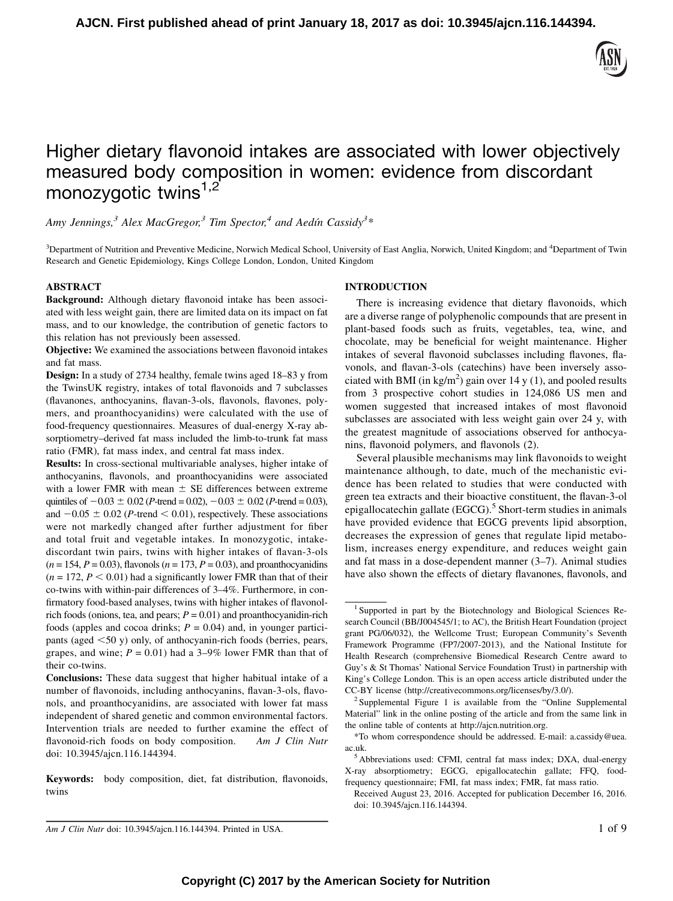# Higher dietary flavonoid intakes are associated with lower objectively measured body composition in women: evidence from discordant monozygotic twins[1,2]

*Amy Jennings,[3] Alex MacGregor,[3] Tim Spector,[4] and Aedín Cassidy[3]**

[3]Department of Nutrition and Preventive Medicine, Norwich Medical School, University of East Anglia, Norwich, United Kingdom; and [4]Department of Twin Research and Genetic Epidemiology, Kings College London, London, United Kingdom

## ABSTRACT

**Background:** Although dietary flavonoid intake has been associated with less weight gain, there are limited data on its impact on fat mass, and to our knowledge, the contribution of genetic factors to this relation has not previously been assessed.

**Objective:** We examined the associations between flavonoid intakes and fat mass.

**Design:** In a study of 2734 healthy, female twins aged 18–83 y from the TwinsUK registry, intakes of total flavonoids and 7 subclasses (flavanones, anthocyanins, flavan-3-ols, flavonols, flavones, polymers, and proanthocyanidins) were calculated with the use of food-frequency questionnaires. Measures of dual-energy X-ray absorptiometry–derived fat mass included the limb-to-trunk fat mass ratio (FMR), fat mass index, and central fat mass index.

**Results:** In cross-sectional multivariable analyses, higher intake of anthocyanins, flavonols, and proanthocyanidins were associated with a lower FMR with mean ± SE differences between extreme quintiles of −0.03 ± 0.02 (*P*-trend = 0.02), −0.03 ± 0.02 (*P*-trend = 0.03), and −0.05 ± 0.02 (*P*-trend < 0.01), respectively. These associations were not markedly changed after further adjustment for fiber and total fruit and vegetable intakes. In monozygotic, intake-discordant twin pairs, twins with higher intakes of flavan-3-ols (*n* = 154, *P* = 0.03), flavonols (*n* = 173, *P* = 0.03), and proanthocyanidins (*n* = 172, *P* < 0.01) had a significantly lower FMR than that of their co-twins with within-pair differences of 3–4%. Furthermore, in confirmatory food-based analyses, twins with higher intakes of flavonol-rich foods (onions, tea, and pears; *P* = 0.01) and proanthocyanidin-rich foods (apples and cocoa drinks; *P* = 0.04) and, in younger participants (aged <50 y) only, of anthocyanin-rich foods (berries, pears, grapes, and wine; *P* = 0.01) had a 3–9% lower FMR than that of their co-twins.

**Conclusions:** These data suggest that higher habitual intake of a number of flavonoids, including anthocyanins, flavan-3-ols, flavonols, and proanthocyanidins, are associated with lower fat mass independent of shared genetic and common environmental factors. Intervention trials are needed to further examine the effect of flavonoid-rich foods on body composition. *Am J Clin Nutr* doi: 10.3945/ajcn.116.144394.

**Keywords:** body composition, diet, fat distribution, flavonoids, twins

## INTRODUCTION

There is increasing evidence that dietary flavonoids, which are a diverse range of polyphenolic compounds that are present in plant-based foods such as fruits, vegetables, tea, wine, and chocolate, may be beneficial for weight maintenance. Higher intakes of several flavonoid subclasses including flavones, flavonols, and flavan-3-ols (catechins) have been inversely associated with BMI (in kg/m$^2$) gain over 14 y (1), and pooled results from 3 prospective cohort studies in 124,086 US men and women suggested that increased intakes of most flavonoid subclasses are associated with less weight gain over 24 y, with the greatest magnitude of associations observed for anthocyanins, flavonoid polymers, and flavonols (2).

Several plausible mechanisms may link flavonoids to weight maintenance although, to date, much of the mechanistic evidence has been related to studies that were conducted with green tea extracts and their bioactive constituent, the flavan-3-ol epigallocatechin gallate (EGCG).[5] Short-term studies in animals have provided evidence that EGCG prevents lipid absorption, decreases the expression of genes that regulate lipid metabolism, increases energy expenditure, and reduces weight gain and fat mass in a dose-dependent manner (3–7). Animal studies have also shown the effects of dietary flavanones, flavonols, and

---

[1] Supported in part by the Biotechnology and Biological Sciences Research Council (BB/J004545/1; to AC), the British Heart Foundation (project grant PG/06/032), the Wellcome Trust; European Community's Seventh Framework Programme (FP7/2007-2013), and the National Institute for Health Research (comprehensive Biomedical Research Centre award to Guy's & St Thomas' National Service Foundation Trust) in partnership with King's College London. This is an open access article distributed under the CC-BY license (http://creativecommons.org/licenses/by/3.0/).

[2] Supplemental Figure 1 is available from the "Online Supplemental Material" link in the online posting of the article and from the same link in the online table of contents at http://ajcn.nutrition.org.

*To whom correspondence should be addressed. E-mail: a.cassidy@uea.ac.uk.

[5] Abbreviations used: CFMI, central fat mass index; DXA, dual-energy X-ray absorptiometry; EGCG, epigallocatechin gallate; FFQ, food-frequency questionnaire; FMI, fat mass index; FMR, fat mass ratio.

Received August 23, 2016. Accepted for publication December 16, 2016.

doi: 10.3945/ajcn.116.144394.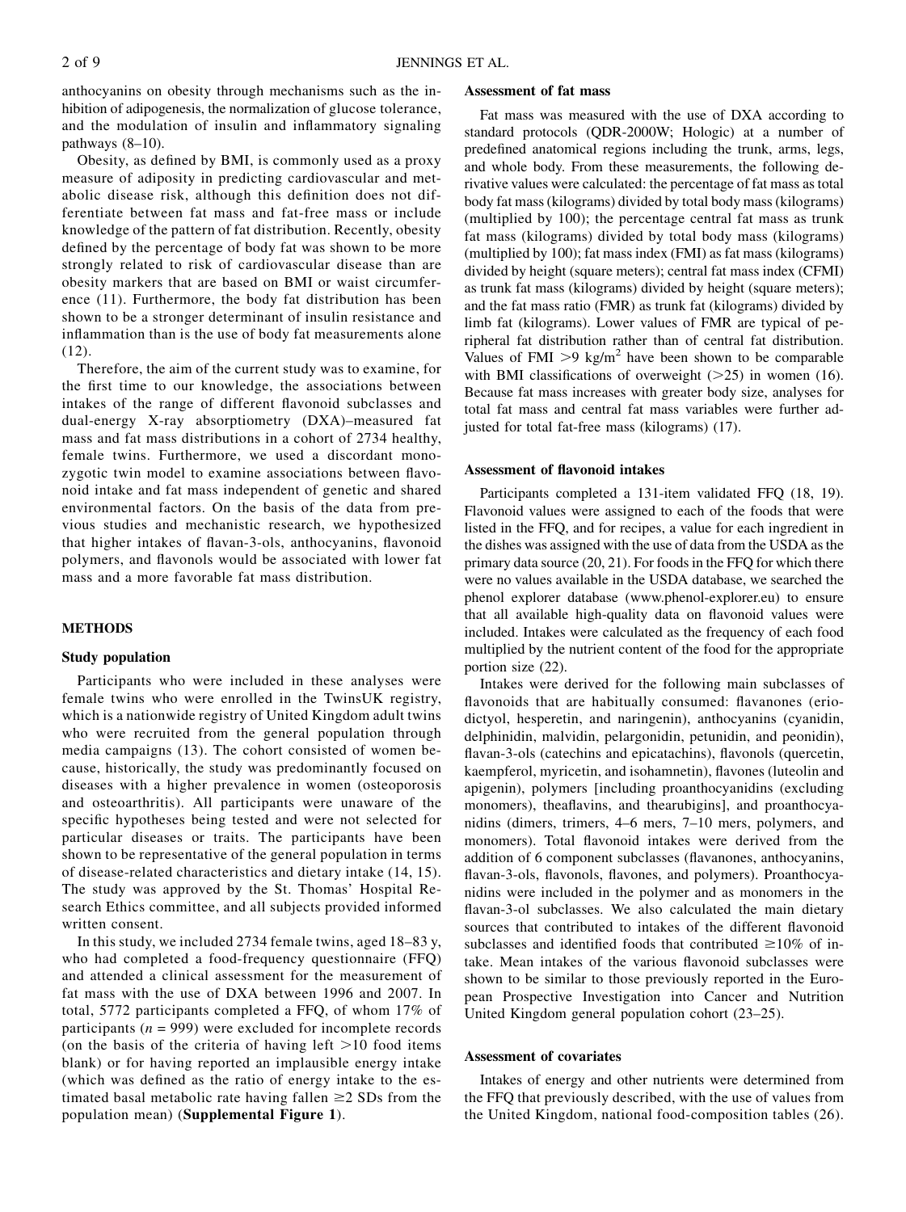anthocyanins on obesity through mechanisms such as the inhibition of adipogenesis, the normalization of glucose tolerance, and the modulation of insulin and inflammatory signaling pathways (8–10).

Obesity, as defined by BMI, is commonly used as a proxy measure of adiposity in predicting cardiovascular and metabolic disease risk, although this definition does not differentiate between fat mass and fat-free mass or include knowledge of the pattern of fat distribution. Recently, obesity defined by the percentage of body fat was shown to be more strongly related to risk of cardiovascular disease than are obesity markers that are based on BMI or waist circumference (11). Furthermore, the body fat distribution has been shown to be a stronger determinant of insulin resistance and inflammation than is the use of body fat measurements alone (12).

Therefore, the aim of the current study was to examine, for the first time to our knowledge, the associations between intakes of the range of different flavonoid subclasses and dual-energy X-ray absorptiometry (DXA)–measured fat mass and fat mass distributions in a cohort of 2734 healthy, female twins. Furthermore, we used a discordant monozygotic twin model to examine associations between flavonoid intake and fat mass independent of genetic and shared environmental factors. On the basis of the data from previous studies and mechanistic research, we hypothesized that higher intakes of flavan-3-ols, anthocyanins, flavonoid polymers, and flavonols would be associated with lower fat mass and a more favorable fat mass distribution.

## METHODS

### Study population

Participants who were included in these analyses were female twins who were enrolled in the TwinsUK registry, which is a nationwide registry of United Kingdom adult twins who were recruited from the general population through media campaigns (13). The cohort consisted of women because, historically, the study was predominantly focused on diseases with a higher prevalence in women (osteoporosis and osteoarthritis). All participants were unaware of the specific hypotheses being tested and were not selected for particular diseases or traits. The participants have been shown to be representative of the general population in terms of disease-related characteristics and dietary intake (14, 15). The study was approved by the St. Thomas' Hospital Research Ethics committee, and all subjects provided informed written consent.

In this study, we included 2734 female twins, aged 18–83 y, who had completed a food-frequency questionnaire (FFQ) and attended a clinical assessment for the measurement of fat mass with the use of DXA between 1996 and 2007. In total, 5772 participants completed a FFQ, of whom 17% of participants ($n$ = 999) were excluded for incomplete records (on the basis of the criteria of having left >10 food items blank) or for having reported an implausible energy intake (which was defined as the ratio of energy intake to the estimated basal metabolic rate having fallen ≥2 SDs from the population mean) (**Supplemental Figure 1**).

### Assessment of fat mass

Fat mass was measured with the use of DXA according to standard protocols (QDR-2000W; Hologic) at a number of predefined anatomical regions including the trunk, arms, legs, and whole body. From these measurements, the following derivative values were calculated: the percentage of fat mass as total body fat mass (kilograms) divided by total body mass (kilograms) (multiplied by 100); the percentage central fat mass as trunk fat mass (kilograms) divided by total body mass (kilograms) (multiplied by 100); fat mass index (FMI) as fat mass (kilograms) divided by height (square meters); central fat mass index (CFMI) as trunk fat mass (kilograms) divided by height (square meters); and the fat mass ratio (FMR) as trunk fat (kilograms) divided by limb fat (kilograms). Lower values of FMR are typical of peripheral fat distribution rather than of central fat distribution. Values of FMI >9 kg/m$^2$ have been shown to be comparable with BMI classifications of overweight (>25) in women (16). Because fat mass increases with greater body size, analyses for total fat mass and central fat mass variables were further adjusted for total fat-free mass (kilograms) (17).

### Assessment of flavonoid intakes

Participants completed a 131-item validated FFQ (18, 19). Flavonoid values were assigned to each of the foods that were listed in the FFQ, and for recipes, a value for each ingredient in the dishes was assigned with the use of data from the USDA as the primary data source (20, 21). For foods in the FFQ for which there were no values available in the USDA database, we searched the phenol explorer database (www.phenol-explorer.eu) to ensure that all available high-quality data on flavonoid values were included. Intakes were calculated as the frequency of each food multiplied by the nutrient content of the food for the appropriate portion size (22).

Intakes were derived for the following main subclasses of flavonoids that are habitually consumed: flavanones (eriodictyol, hesperetin, and naringenin), anthocyanins (cyanidin, delphinidin, malvidin, pelargonidin, petunidin, and peonidin), flavan-3-ols (catechins and epicatachins), flavonols (quercetin, kaempferol, myricetin, and isohamnetin), flavones (luteolin and apigenin), polymers [including proanthocyanidins (excluding monomers), theaflavins, and thearubigins], and proanthocyanidins (dimers, trimers, 4–6 mers, 7–10 mers, polymers, and monomers). Total flavonoid intakes were derived from the addition of 6 component subclasses (flavanones, anthocyanins, flavan-3-ols, flavonols, flavones, and polymers). Proanthocyanidins were included in the polymer and as monomers in the flavan-3-ol subclasses. We also calculated the main dietary sources that contributed to intakes of the different flavonoid subclasses and identified foods that contributed ≥10% of intake. Mean intakes of the various flavonoid subclasses were shown to be similar to those previously reported in the European Prospective Investigation into Cancer and Nutrition United Kingdom general population cohort (23–25).

### Assessment of covariates

Intakes of energy and other nutrients were determined from the FFQ that previously described, with the use of values from the United Kingdom, national food-composition tables (26).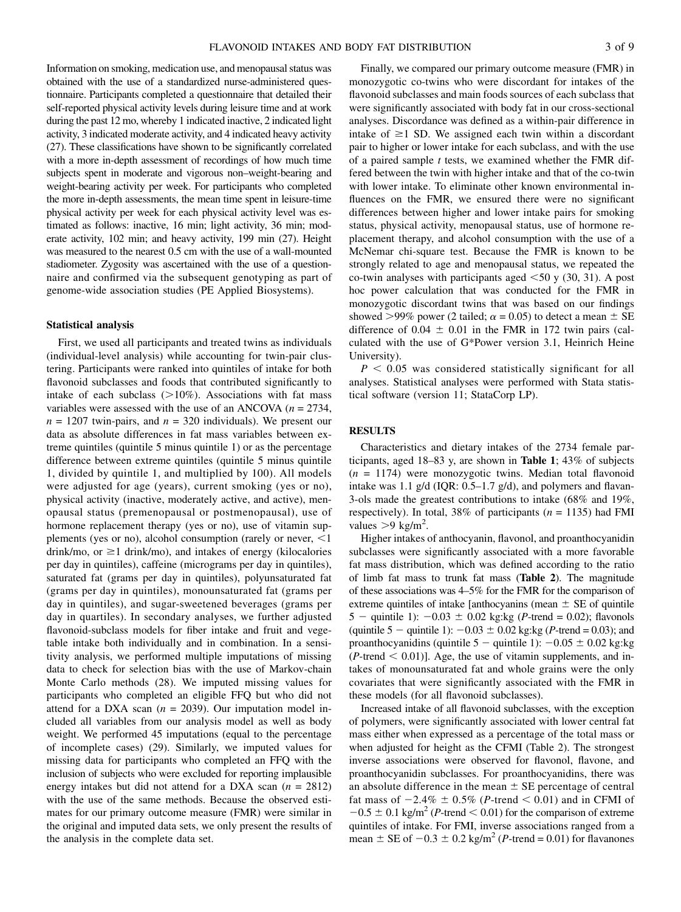Information on smoking, medication use, and menopausal status was obtained with the use of a standardized nurse-administered questionnaire. Participants completed a questionnaire that detailed their self-reported physical activity levels during leisure time and at work during the past 12 mo, whereby 1 indicated inactive, 2 indicated light activity, 3 indicated moderate activity, and 4 indicated heavy activity (27). These classifications have shown to be significantly correlated with a more in-depth assessment of recordings of how much time subjects spent in moderate and vigorous non–weight-bearing and weight-bearing activity per week. For participants who completed the more in-depth assessments, the mean time spent in leisure-time physical activity per week for each physical activity level was estimated as follows: inactive, 16 min; light activity, 36 min; moderate activity, 102 min; and heavy activity, 199 min (27). Height was measured to the nearest 0.5 cm with the use of a wall-mounted stadiometer. Zygosity was ascertained with the use of a questionnaire and confirmed via the subsequent genotyping as part of genome-wide association studies (PE Applied Biosystems).

### Statistical analysis

First, we used all participants and treated twins as individuals (individual-level analysis) while accounting for twin-pair clustering. Participants were ranked into quintiles of intake for both flavonoid subclasses and foods that contributed significantly to intake of each subclass (>10%). Associations with fat mass variables were assessed with the use of an ANCOVA ($n$ = 2734, $n$ = 1207 twin-pairs, and $n$ = 320 individuals). We present our data as absolute differences in fat mass variables between extreme quintiles (quintile 5 minus quintile 1) or as the percentage difference between extreme quintiles (quintile 5 minus quintile 1, divided by quintile 1, and multiplied by 100). All models were adjusted for age (years), current smoking (yes or no), physical activity (inactive, moderately active, and active), menopausal status (premenopausal or postmenopausal), use of hormone replacement therapy (yes or no), use of vitamin supplements (yes or no), alcohol consumption (rarely or never, <1 drink/mo, or ≥1 drink/mo), and intakes of energy (kilocalories per day in quintiles), caffeine (micrograms per day in quintiles), saturated fat (grams per day in quintiles), polyunsaturated fat (grams per day in quintiles), monounsaturated fat (grams per day in quintiles), and sugar-sweetened beverages (grams per day in quartiles). In secondary analyses, we further adjusted flavonoid-subclass models for fiber intake and fruit and vegetable intake both individually and in combination. In a sensitivity analysis, we performed multiple imputations of missing data to check for selection bias with the use of Markov-chain Monte Carlo methods (28). We imputed missing values for participants who completed an eligible FFQ but who did not attend for a DXA scan ($n$ = 2039). Our imputation model included all variables from our analysis model as well as body weight. We performed 45 imputations (equal to the percentage of incomplete cases) (29). Similarly, we imputed values for missing data for participants who completed an FFQ with the inclusion of subjects who were excluded for reporting implausible energy intakes but did not attend for a DXA scan ($n$ = 2812) with the use of the same methods. Because the observed estimates for our primary outcome measure (FMR) were similar in the original and imputed data sets, we only present the results of the analysis in the complete data set.

Finally, we compared our primary outcome measure (FMR) in monozygotic co-twins who were discordant for intakes of the flavonoid subclasses and main foods sources of each subclass that were significantly associated with body fat in our cross-sectional analyses. Discordance was defined as a within-pair difference in intake of ≥1 SD. We assigned each twin within a discordant pair to higher or lower intake for each subclass, and with the use of a paired sample $t$ tests, we examined whether the FMR differed between the twin with higher intake and that of the co-twin with lower intake. To eliminate other known environmental influences on the FMR, we ensured there were no significant differences between higher and lower intake pairs for smoking status, physical activity, menopausal status, use of hormone replacement therapy, and alcohol consumption with the use of a McNemar chi-square test. Because the FMR is known to be strongly related to age and menopausal status, we repeated the co-twin analyses with participants aged <50 y (30, 31). A post hoc power calculation that was conducted for the FMR in monozygotic discordant twins that was based on our findings showed >99% power (2 tailed; $\alpha$ = 0.05) to detect a mean ± SE difference of 0.04 ± 0.01 in the FMR in 172 twin pairs (calculated with the use of G*Power version 3.1, Heinrich Heine University).

$P$ < 0.05 was considered statistically significant for all analyses. Statistical analyses were performed with Stata statistical software (version 11; StataCorp LP).

## RESULTS

Characteristics and dietary intakes of the 2734 female participants, aged 18–83 y, are shown in **Table 1**; 43% of subjects ($n$ = 1174) were monozygotic twins. Median total flavonoid intake was 1.1 g/d (IQR: 0.5–1.7 g/d), and polymers and flavan-3-ols made the greatest contributions to intake (68% and 19%, respectively). In total, 38% of participants ($n$ = 1135) had FMI values >9 kg/m$^2$.

Higher intakes of anthocyanin, flavonol, and proanthocyanidin subclasses were significantly associated with a more favorable fat mass distribution, which was defined according to the ratio of limb fat mass to trunk fat mass (**Table 2**). The magnitude of these associations was 4–5% for the FMR for the comparison of extreme quintiles of intake [anthocyanins (mean ± SE of quintile 5 − quintile 1): −0.03 ± 0.02 kg:kg ($P$-trend = 0.02); flavonols (quintile 5 − quintile 1): −0.03 ± 0.02 kg:kg ($P$-trend = 0.03); and proanthocyanidins (quintile 5 − quintile 1): −0.05 ± 0.02 kg:kg ($P$-trend < 0.01)]. Age, the use of vitamin supplements, and intakes of monounsaturated fat and whole grains were the only covariates that were significantly associated with the FMR in these models (for all flavonoid subclasses).

Increased intake of all flavonoid subclasses, with the exception of polymers, were significantly associated with lower central fat mass either when expressed as a percentage of the total mass or when adjusted for height as the CFMI (Table 2). The strongest inverse associations were observed for flavonol, flavone, and proanthocyanidin subclasses. For proanthocyanidins, there was an absolute difference in the mean ± SE percentage of central fat mass of −2.4% ± 0.5% ($P$-trend < 0.01) and in CFMI of −0.5 ± 0.1 kg/m$^2$ ($P$-trend < 0.01) for the comparison of extreme quintiles of intake. For FMI, inverse associations ranged from a mean ± SE of −0.3 ± 0.2 kg/m$^2$ ($P$-trend = 0.01) for flavanones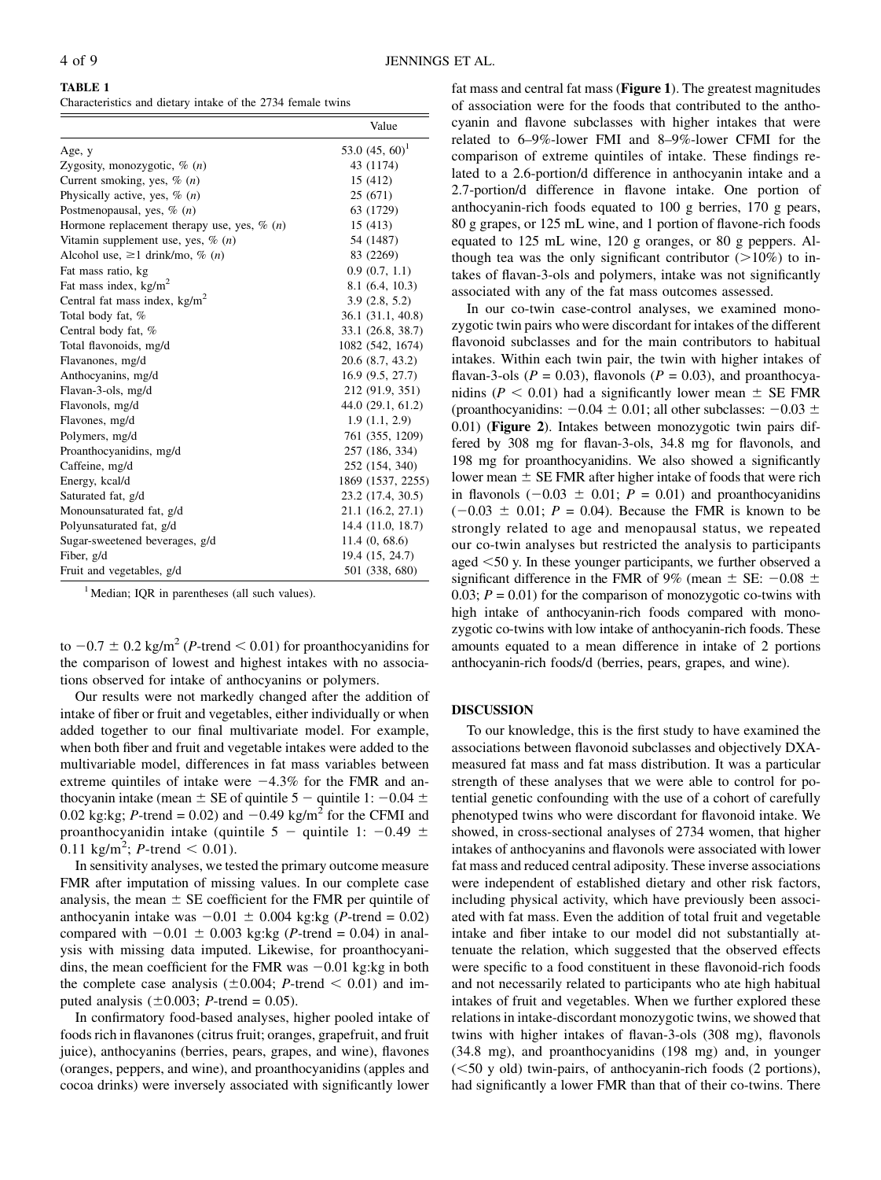**TABLE 1**
Characteristics and dietary intake of the 2734 female twins

| | Value |
|---|---|
| Age, y | 53.0 (45, 60)[1] |
| Zygosity, monozygotic, % (*n*) | 43 (1174) |
| Current smoking, yes, % (*n*) | 15 (412) |
| Physically active, yes, % (*n*) | 25 (671) |
| Postmenopausal, yes, % (*n*) | 63 (1729) |
| Hormone replacement therapy use, yes, % (*n*) | 15 (413) |
| Vitamin supplement use, yes, % (*n*) | 54 (1487) |
| Alcohol use, ≥1 drink/mo, % (*n*) | 83 (2269) |
| Fat mass ratio, kg | 0.9 (0.7, 1.1) |
| Fat mass index, kg/m$^2$ | 8.1 (6.4, 10.3) |
| Central fat mass index, kg/m$^2$ | 3.9 (2.8, 5.2) |
| Total body fat, % | 36.1 (31.1, 40.8) |
| Central body fat, % | 33.1 (26.8, 38.7) |
| Total flavonoids, mg/d | 1082 (542, 1674) |
| Flavanones, mg/d | 20.6 (8.7, 43.2) |
| Anthocyanins, mg/d | 16.9 (9.5, 27.7) |
| Flavan-3-ols, mg/d | 212 (91.9, 351) |
| Flavonols, mg/d | 44.0 (29.1, 61.2) |
| Flavones, mg/d | 1.9 (1.1, 2.9) |
| Polymers, mg/d | 761 (355, 1209) |
| Proanthocyanidins, mg/d | 257 (186, 334) |
| Caffeine, mg/d | 252 (154, 340) |
| Energy, kcal/d | 1869 (1537, 2255) |
| Saturated fat, g/d | 23.2 (17.4, 30.5) |
| Monounsaturated fat, g/d | 21.1 (16.2, 27.1) |
| Polyunsaturated fat, g/d | 14.4 (11.0, 18.7) |
| Sugar-sweetened beverages, g/d | 11.4 (0, 68.6) |
| Fiber, g/d | 19.4 (15, 24.7) |
| Fruit and vegetables, g/d | 501 (338, 680) |

[1] Median; IQR in parentheses (all such values).

to $-0.7 \pm 0.2$ kg/m$^2$ (*P*-trend < 0.01) for proanthocyanidins for the comparison of lowest and highest intakes with no associations observed for intake of anthocyanins or polymers.

Our results were not markedly changed after the addition of intake of fiber or fruit and vegetables, either individually or when added together to our final multivariate model. For example, when both fiber and fruit and vegetable intakes were added to the multivariable model, differences in fat mass variables between extreme quintiles of intake were −4.3% for the FMR and anthocyanin intake (mean ± SE of quintile 5 − quintile 1: $-0.04 \pm 0.02$ kg:kg; *P*-trend = 0.02) and −0.49 kg/m$^2$ for the CFMI and proanthocyanidin intake (quintile 5 − quintile 1: $-0.49 \pm 0.11$ kg/m$^2$; *P*-trend < 0.01).

In sensitivity analyses, we tested the primary outcome measure FMR after imputation of missing values. In our complete case analysis, the mean ± SE coefficient for the FMR per quintile of anthocyanin intake was $-0.01 \pm 0.004$ kg:kg (*P*-trend = 0.02) compared with $-0.01 \pm 0.003$ kg:kg (*P*-trend = 0.04) in analysis with missing data imputed. Likewise, for proanthocyanidins, the mean coefficient for the FMR was −0.01 kg:kg in both the complete case analysis (±0.004; *P*-trend < 0.01) and imputed analysis (±0.003; *P*-trend = 0.05).

In confirmatory food-based analyses, higher pooled intake of foods rich in flavanones (citrus fruit; oranges, grapefruit, and fruit juice), anthocyanins (berries, pears, grapes, and wine), flavones (oranges, peppers, and wine), and proanthocyanidins (apples and cocoa drinks) were inversely associated with significantly lower fat mass and central fat mass (**Figure 1**). The greatest magnitudes of association were for the foods that contributed to the anthocyanin and flavone subclasses with higher intakes that were related to 6–9%-lower FMI and 8–9%-lower CFMI for the comparison of extreme quintiles of intake. These findings related to a 2.6-portion/d difference in anthocyanin intake and a 2.7-portion/d difference in flavone intake. One portion of anthocyanin-rich foods equated to 100 g berries, 170 g pears, 80 g grapes, or 125 mL wine, and 1 portion of flavone-rich foods equated to 125 mL wine, 120 g oranges, or 80 g peppers. Although tea was the only significant contributor (>10%) to intakes of flavan-3-ols and polymers, intake was not significantly associated with any of the fat mass outcomes assessed.

In our co-twin case-control analyses, we examined monozygotic twin pairs who were discordant for intakes of the different flavonoid subclasses and for the main contributors to habitual intakes. Within each twin pair, the twin with higher intakes of flavan-3-ols (*P* = 0.03), flavonols (*P* = 0.03), and proanthocyanidins (*P* < 0.01) had a significantly lower mean ± SE FMR (proanthocyanidins: $-0.04 \pm 0.01$; all other subclasses: $-0.03 \pm 0.01$) (**Figure 2**). Intakes between monozygotic twin pairs differed by 308 mg for flavan-3-ols, 34.8 mg for flavonols, and 198 mg for proanthocyanidins. We also showed a significantly lower mean ± SE FMR after higher intake of foods that were rich in flavonols ($-0.03 \pm 0.01$; *P* = 0.01) and proanthocyanidins ($-0.03 \pm 0.01$; *P* = 0.04). Because the FMR is known to be strongly related to age and menopausal status, we repeated our co-twin analyses but restricted the analysis to participants aged <50 y. In these younger participants, we further observed a significant difference in the FMR of 9% (mean ± SE: $-0.08 \pm 0.03$; *P* = 0.01) for the comparison of monozygotic co-twins with high intake of anthocyanin-rich foods compared with monozygotic co-twins with low intake of anthocyanin-rich foods. These amounts equated to a mean difference in intake of 2 portions anthocyanin-rich foods/d (berries, pears, grapes, and wine).

## DISCUSSION

To our knowledge, this is the first study to have examined the associations between flavonoid subclasses and objectively DXA-measured fat mass and fat mass distribution. It was a particular strength of these analyses that we were able to control for potential genetic confounding with the use of a cohort of carefully phenotyped twins who were discordant for flavonoid intake. We showed, in cross-sectional analyses of 2734 women, that higher intakes of anthocyanins and flavonols were associated with lower fat mass and reduced central adiposity. These inverse associations were independent of established dietary and other risk factors, including physical activity, which have previously been associated with fat mass. Even the addition of total fruit and vegetable intake and fiber intake to our model did not substantially attenuate the relation, which suggested that the observed effects were specific to a food constituent in these flavonoid-rich foods and not necessarily related to participants who ate high habitual intakes of fruit and vegetables. When we further explored these relations in intake-discordant monozygotic twins, we showed that twins with higher intakes of flavan-3-ols (308 mg), flavonols (34.8 mg), and proanthocyanidins (198 mg) and, in younger (<50 y old) twin-pairs, of anthocyanin-rich foods (2 portions), had significantly a lower FMR than that of their co-twins. There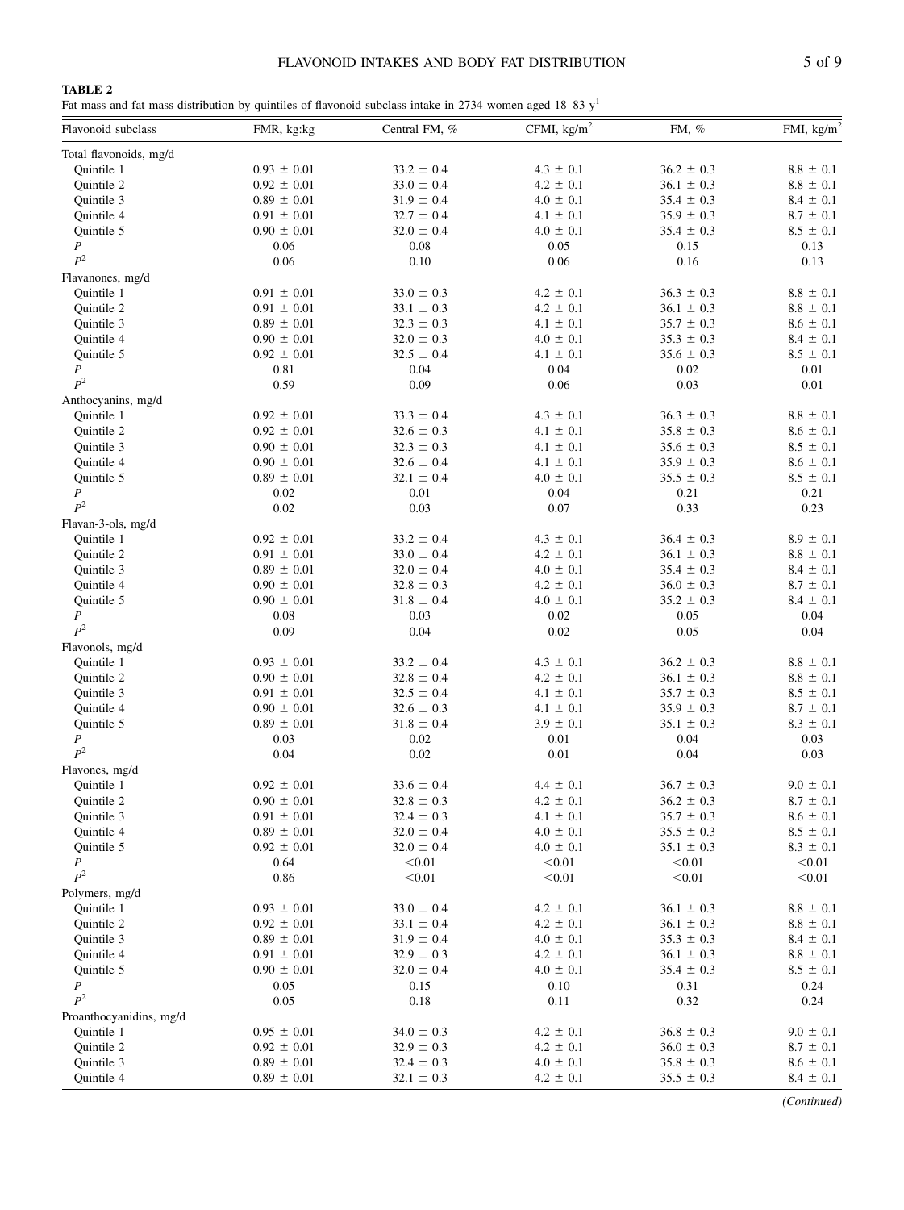**TABLE 2**
Fat mass and fat mass distribution by quintiles of flavonoid subclass intake in 2734 women aged 18–83 y[1]

| Flavonoid subclass | FMR, kg:kg | Central FM, % | CFMI, kg/m$^2$ | FM, % | FMI, kg/m$^2$ |
|---|---|---|---|---|---|
| Total flavonoids, mg/d | | | | | |
| Quintile 1 | 0.93 ± 0.01 | 33.2 ± 0.4 | 4.3 ± 0.1 | 36.2 ± 0.3 | 8.8 ± 0.1 |
| Quintile 2 | 0.92 ± 0.01 | 33.0 ± 0.4 | 4.2 ± 0.1 | 36.1 ± 0.3 | 8.8 ± 0.1 |
| Quintile 3 | 0.89 ± 0.01 | 31.9 ± 0.4 | 4.0 ± 0.1 | 35.4 ± 0.3 | 8.4 ± 0.1 |
| Quintile 4 | 0.91 ± 0.01 | 32.7 ± 0.4 | 4.1 ± 0.1 | 35.9 ± 0.3 | 8.7 ± 0.1 |
| Quintile 5 | 0.90 ± 0.01 | 32.0 ± 0.4 | 4.0 ± 0.1 | 35.4 ± 0.3 | 8.5 ± 0.1 |
| $P$ | 0.06 | 0.08 | 0.05 | 0.15 | 0.13 |
| $P^2$ | 0.06 | 0.10 | 0.06 | 0.16 | 0.13 |
| Flavanones, mg/d | | | | | |
| Quintile 1 | 0.91 ± 0.01 | 33.0 ± 0.3 | 4.2 ± 0.1 | 36.3 ± 0.3 | 8.8 ± 0.1 |
| Quintile 2 | 0.91 ± 0.01 | 33.1 ± 0.3 | 4.2 ± 0.1 | 36.1 ± 0.3 | 8.8 ± 0.1 |
| Quintile 3 | 0.89 ± 0.01 | 32.3 ± 0.3 | 4.1 ± 0.1 | 35.7 ± 0.3 | 8.6 ± 0.1 |
| Quintile 4 | 0.90 ± 0.01 | 32.0 ± 0.3 | 4.0 ± 0.1 | 35.3 ± 0.3 | 8.4 ± 0.1 |
| Quintile 5 | 0.92 ± 0.01 | 32.5 ± 0.4 | 4.1 ± 0.1 | 35.6 ± 0.3 | 8.5 ± 0.1 |
| $P$ | 0.81 | 0.04 | 0.04 | 0.02 | 0.01 |
| $P^2$ | 0.59 | 0.09 | 0.06 | 0.03 | 0.01 |
| Anthocyanins, mg/d | | | | | |
| Quintile 1 | 0.92 ± 0.01 | 33.3 ± 0.4 | 4.3 ± 0.1 | 36.3 ± 0.3 | 8.8 ± 0.1 |
| Quintile 2 | 0.92 ± 0.01 | 32.6 ± 0.3 | 4.1 ± 0.1 | 35.8 ± 0.3 | 8.6 ± 0.1 |
| Quintile 3 | 0.90 ± 0.01 | 32.3 ± 0.3 | 4.1 ± 0.1 | 35.6 ± 0.3 | 8.5 ± 0.1 |
| Quintile 4 | 0.90 ± 0.01 | 32.6 ± 0.4 | 4.1 ± 0.1 | 35.9 ± 0.3 | 8.6 ± 0.1 |
| Quintile 5 | 0.89 ± 0.01 | 32.1 ± 0.4 | 4.0 ± 0.1 | 35.5 ± 0.3 | 8.5 ± 0.1 |
| $P$ | 0.02 | 0.01 | 0.04 | 0.21 | 0.21 |
| $P^2$ | 0.02 | 0.03 | 0.07 | 0.33 | 0.23 |
| Flavan-3-ols, mg/d | | | | | |
| Quintile 1 | 0.92 ± 0.01 | 33.2 ± 0.4 | 4.3 ± 0.1 | 36.4 ± 0.3 | 8.9 ± 0.1 |
| Quintile 2 | 0.91 ± 0.01 | 33.0 ± 0.4 | 4.2 ± 0.1 | 36.1 ± 0.3 | 8.8 ± 0.1 |
| Quintile 3 | 0.89 ± 0.01 | 32.0 ± 0.4 | 4.0 ± 0.1 | 35.4 ± 0.3 | 8.4 ± 0.1 |
| Quintile 4 | 0.90 ± 0.01 | 32.8 ± 0.3 | 4.2 ± 0.1 | 36.0 ± 0.3 | 8.7 ± 0.1 |
| Quintile 5 | 0.90 ± 0.01 | 31.8 ± 0.4 | 4.0 ± 0.1 | 35.2 ± 0.3 | 8.4 ± 0.1 |
| $P$ | 0.08 | 0.03 | 0.02 | 0.05 | 0.04 |
| $P^2$ | 0.09 | 0.04 | 0.02 | 0.05 | 0.04 |
| Flavonols, mg/d | | | | | |
| Quintile 1 | 0.93 ± 0.01 | 33.2 ± 0.4 | 4.3 ± 0.1 | 36.2 ± 0.3 | 8.8 ± 0.1 |
| Quintile 2 | 0.90 ± 0.01 | 32.8 ± 0.4 | 4.2 ± 0.1 | 36.1 ± 0.3 | 8.8 ± 0.1 |
| Quintile 3 | 0.91 ± 0.01 | 32.5 ± 0.4 | 4.1 ± 0.1 | 35.7 ± 0.3 | 8.5 ± 0.1 |
| Quintile 4 | 0.90 ± 0.01 | 32.6 ± 0.3 | 4.1 ± 0.1 | 35.9 ± 0.3 | 8.7 ± 0.1 |
| Quintile 5 | 0.89 ± 0.01 | 31.8 ± 0.4 | 3.9 ± 0.1 | 35.1 ± 0.3 | 8.3 ± 0.1 |
| $P$ | 0.03 | 0.02 | 0.01 | 0.04 | 0.03 |
| $P^2$ | 0.04 | 0.02 | 0.01 | 0.04 | 0.03 |
| Flavones, mg/d | | | | | |
| Quintile 1 | 0.92 ± 0.01 | 33.6 ± 0.4 | 4.4 ± 0.1 | 36.7 ± 0.3 | 9.0 ± 0.1 |
| Quintile 2 | 0.90 ± 0.01 | 32.8 ± 0.3 | 4.2 ± 0.1 | 36.2 ± 0.3 | 8.7 ± 0.1 |
| Quintile 3 | 0.91 ± 0.01 | 32.4 ± 0.3 | 4.1 ± 0.1 | 35.7 ± 0.3 | 8.6 ± 0.1 |
| Quintile 4 | 0.89 ± 0.01 | 32.0 ± 0.4 | 4.0 ± 0.1 | 35.5 ± 0.3 | 8.5 ± 0.1 |
| Quintile 5 | 0.92 ± 0.01 | 32.0 ± 0.4 | 4.0 ± 0.1 | 35.1 ± 0.3 | 8.3 ± 0.1 |
| $P$ | 0.64 | <0.01 | <0.01 | <0.01 | <0.01 |
| $P^2$ | 0.86 | <0.01 | <0.01 | <0.01 | <0.01 |
| Polymers, mg/d | | | | | |
| Quintile 1 | 0.93 ± 0.01 | 33.0 ± 0.4 | 4.2 ± 0.1 | 36.1 ± 0.3 | 8.8 ± 0.1 |
| Quintile 2 | 0.92 ± 0.01 | 33.1 ± 0.4 | 4.2 ± 0.1 | 36.1 ± 0.3 | 8.8 ± 0.1 |
| Quintile 3 | 0.89 ± 0.01 | 31.9 ± 0.4 | 4.0 ± 0.1 | 35.3 ± 0.3 | 8.4 ± 0.1 |
| Quintile 4 | 0.91 ± 0.01 | 32.9 ± 0.3 | 4.2 ± 0.1 | 36.1 ± 0.3 | 8.8 ± 0.1 |
| Quintile 5 | 0.90 ± 0.01 | 32.0 ± 0.4 | 4.0 ± 0.1 | 35.4 ± 0.3 | 8.5 ± 0.1 |
| $P$ | 0.05 | 0.15 | 0.10 | 0.31 | 0.24 |
| $P^2$ | 0.05 | 0.18 | 0.11 | 0.32 | 0.24 |
| Proanthocyanidins, mg/d | | | | | |
| Quintile 1 | 0.95 ± 0.01 | 34.0 ± 0.3 | 4.2 ± 0.1 | 36.8 ± 0.3 | 9.0 ± 0.1 |
| Quintile 2 | 0.92 ± 0.01 | 32.9 ± 0.3 | 4.2 ± 0.1 | 36.0 ± 0.3 | 8.7 ± 0.1 |
| Quintile 3 | 0.89 ± 0.01 | 32.4 ± 0.3 | 4.0 ± 0.1 | 35.8 ± 0.3 | 8.6 ± 0.1 |
| Quintile 4 | 0.89 ± 0.01 | 32.1 ± 0.3 | 4.2 ± 0.1 | 35.5 ± 0.3 | 8.4 ± 0.1 |

*(Continued)*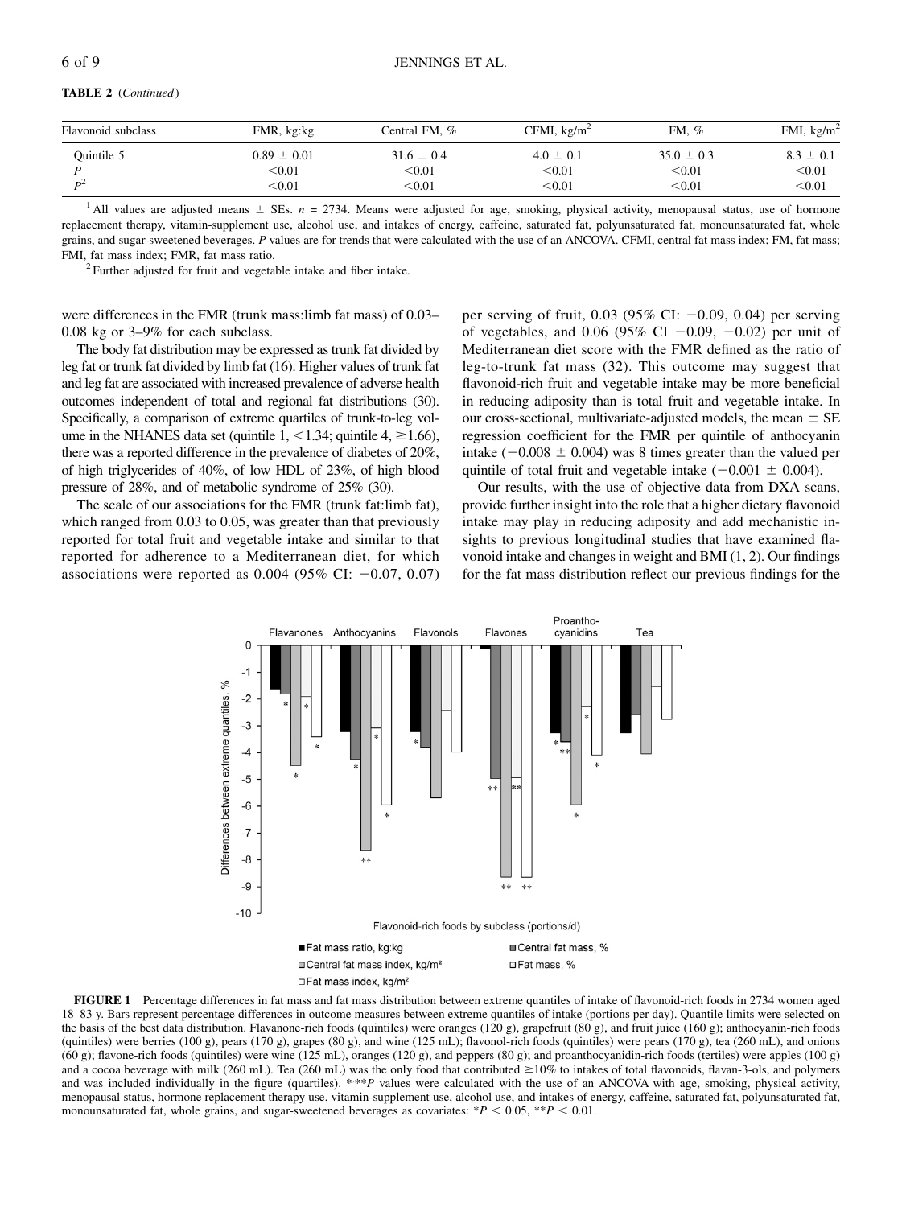**TABLE 2** (*Continued*)

| Flavonoid subclass | FMR, kg:kg | Central FM, % | CFMI, kg/m$^2$ | FM, % | FMI, kg/m$^2$ |
|---|---|---|---|---|---|
| Quintile 5 | 0.89 ± 0.01 | 31.6 ± 0.4 | 4.0 ± 0.1 | 35.0 ± 0.3 | 8.3 ± 0.1 |
| *P* | <0.01 | <0.01 | <0.01 | <0.01 | <0.01 |
| *P*[2] | <0.01 | <0.01 | <0.01 | <0.01 | <0.01 |

[1] All values are adjusted means ± SEs. *n* = 2734. Means were adjusted for age, smoking, physical activity, menopausal status, use of hormone replacement therapy, vitamin-supplement use, alcohol use, and intakes of energy, caffeine, saturated fat, polyunsaturated fat, monounsaturated fat, whole grains, and sugar-sweetened beverages. *P* values are for trends that were calculated with the use of an ANCOVA. CFMI, central fat mass index; FM, fat mass; FMI, fat mass index; FMR, fat mass ratio.

[2] Further adjusted for fruit and vegetable intake and fiber intake.

were differences in the FMR (trunk mass:limb fat mass) of 0.03–0.08 kg or 3–9% for each subclass.

The body fat distribution may be expressed as trunk fat divided by leg fat or trunk fat divided by limb fat (16). Higher values of trunk fat and leg fat are associated with increased prevalence of adverse health outcomes independent of total and regional fat distributions (30). Specifically, a comparison of extreme quartiles of trunk-to-leg volume in the NHANES data set (quintile 1, <1.34; quintile 4, ≥1.66), there was a reported difference in the prevalence of diabetes of 20%, of high triglycerides of 40%, of low HDL of 23%, of high blood pressure of 28%, and of metabolic syndrome of 25% (30).

The scale of our associations for the FMR (trunk fat:limb fat), which ranged from 0.03 to 0.05, was greater than that previously reported for total fruit and vegetable intake and similar to that reported for adherence to a Mediterranean diet, for which associations were reported as 0.004 (95% CI: −0.07, 0.07) per serving of fruit, 0.03 (95% CI: −0.09, 0.04) per serving of vegetables, and 0.06 (95% CI −0.09, −0.02) per unit of Mediterranean diet score with the FMR defined as the ratio of leg-to-trunk fat mass (32). This outcome may suggest that flavonoid-rich fruit and vegetable intake may be more beneficial in reducing adiposity than is total fruit and vegetable intake. In our cross-sectional, multivariate-adjusted models, the mean ± SE regression coefficient for the FMR per quintile of anthocyanin intake (−0.008 ± 0.004) was 8 times greater than the valued per quintile of total fruit and vegetable intake (−0.001 ± 0.004).

Our results, with the use of objective data from DXA scans, provide further insight into the role that a higher dietary flavonoid intake may play in reducing adiposity and add mechanistic insights to previous longitudinal studies that have examined flavonoid intake and changes in weight and BMI (1, 2). Our findings for the fat mass distribution reflect our previous findings for the

**FIGURE 1** Percentage differences in fat mass and fat mass distribution between extreme quantiles of intake of flavonoid-rich foods in 2734 women aged 18–83 y. Bars represent percentage differences in outcome measures between extreme quantiles of intake (portions per day). Quantile limits were selected on the basis of the best data distribution. Flavanone-rich foods (quintiles) were oranges (120 g), grapefruit (80 g), and fruit juice (160 g); anthocyanin-rich foods (quintiles) were berries (100 g), pears (170 g), grapes (80 g), and wine (125 mL); flavonol-rich foods (quintiles) were pears (170 g), tea (260 mL), and onions (60 g); flavone-rich foods (quintiles) were wine (125 mL), oranges (120 g), and peppers (80 g); and proanthocyanidin-rich foods (tertiles) were apples (100 g) and a cocoa beverage with milk (260 mL). Tea (260 mL) was the only food that contributed ≥10% to intakes of total flavonoids, flavan-3-ols, and polymers and was included individually in the figure (quartiles). *,***P* values were calculated with the use of an ANCOVA with age, smoking, physical activity, menopausal status, hormone replacement therapy use, vitamin-supplement use, alcohol use, and intakes of energy, caffeine, saturated fat, polyunsaturated fat, monounsaturated fat, whole grains, and sugar-sweetened beverages as covariates: *$P < 0.05$, **$P < 0.01$.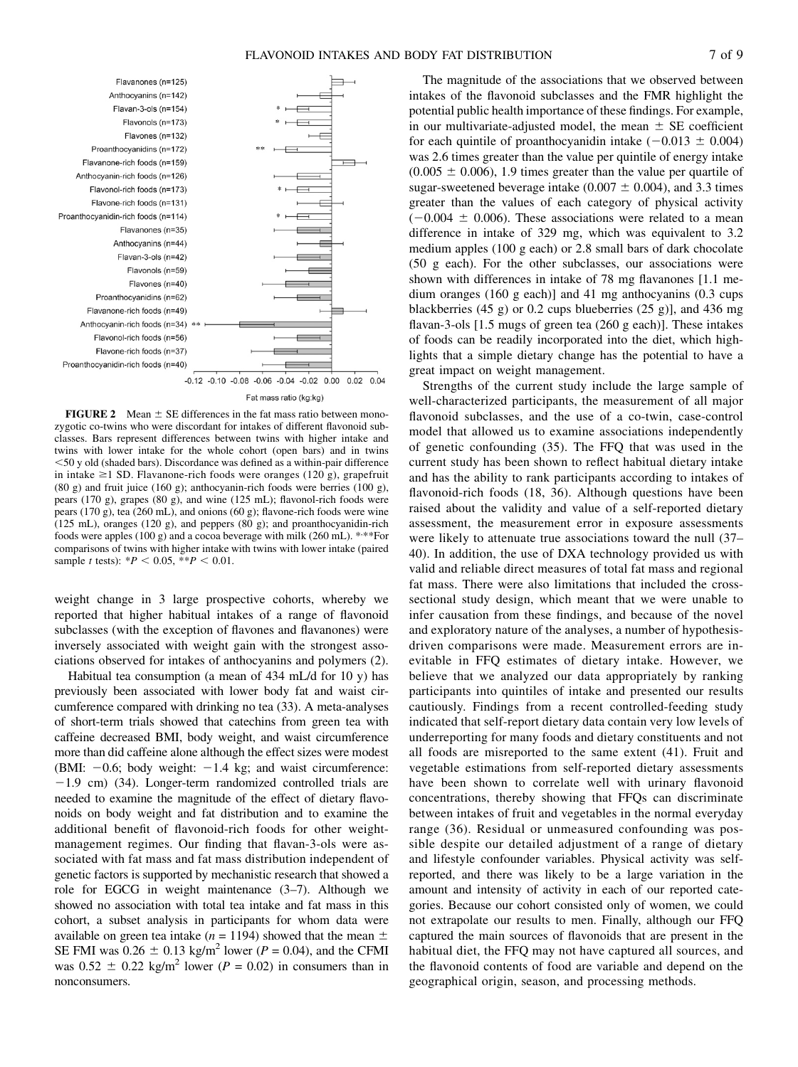**FIGURE 2** Mean ± SE differences in the fat mass ratio between monozygotic co-twins who were discordant for intakes of different flavonoid subclasses. Bars represent differences between twins with higher intake and twins with lower intake for the whole cohort (open bars) and in twins <50 y old (shaded bars). Discordance was defined as a within-pair difference in intake ≥1 SD. Flavanone-rich foods were oranges (120 g), grapefruit (80 g) and fruit juice (160 g); anthocyanin-rich foods were berries (100 g), pears (170 g), grapes (80 g), and wine (125 mL); flavonol-rich foods were pears (170 g), tea (260 mL), and onions (60 g); flavone-rich foods were wine (125 mL), oranges (120 g), and peppers (80 g); and proanthocyanidin-rich foods were apples (100 g) and a cocoa beverage with milk (260 mL). *,**For comparisons of twins with higher intake with twins with lower intake (paired sample *t* tests): *$P < 0.05$, **$P < 0.01$.

weight change in 3 large prospective cohorts, whereby we reported that higher habitual intakes of a range of flavonoid subclasses (with the exception of flavones and flavanones) were inversely associated with weight gain with the strongest associations observed for intakes of anthocyanins and polymers (2).

Habitual tea consumption (a mean of 434 mL/d for 10 y) has previously been associated with lower body fat and waist circumference compared with drinking no tea (33). A meta-analyses of short-term trials showed that catechins from green tea with caffeine decreased BMI, body weight, and waist circumference more than did caffeine alone although the effect sizes were modest (BMI: −0.6; body weight: −1.4 kg; and waist circumference: −1.9 cm) (34). Longer-term randomized controlled trials are needed to examine the magnitude of the effect of dietary flavonoids on body weight and fat distribution and to examine the additional benefit of flavonoid-rich foods for other weight-management regimes. Our finding that flavan-3-ols were associated with fat mass and fat mass distribution independent of genetic factors is supported by mechanistic research that showed a role for EGCG in weight maintenance (3–7). Although we showed no association with total tea intake and fat mass in this cohort, a subset analysis in participants for whom data were available on green tea intake ($n$ = 1194) showed that the mean ± SE FMI was 0.26 ± 0.13 kg/m$^2$ lower ($P$ = 0.04), and the CFMI was 0.52 ± 0.22 kg/m$^2$ lower ($P$ = 0.02) in consumers than in nonconsumers.

The magnitude of the associations that we observed between intakes of the flavonoid subclasses and the FMR highlight the potential public health importance of these findings. For example, in our multivariate-adjusted model, the mean ± SE coefficient for each quintile of proanthocyanidin intake (−0.013 ± 0.004) was 2.6 times greater than the value per quintile of energy intake (0.005 ± 0.006), 1.9 times greater than the value per quartile of sugar-sweetened beverage intake (0.007 ± 0.004), and 3.3 times greater than the values of each category of physical activity (−0.004 ± 0.006). These associations were related to a mean difference in intake of 329 mg, which was equivalent to 3.2 medium apples (100 g each) or 2.8 small bars of dark chocolate (50 g each). For the other subclasses, our associations were shown with differences in intake of 78 mg flavanones [1.1 medium oranges (160 g each)] and 41 mg anthocyanins (0.3 cups blackberries (45 g) or 0.2 cups blueberries (25 g)], and 436 mg flavan-3-ols [1.5 mugs of green tea (260 g each)]. These intakes of foods can be readily incorporated into the diet, which highlights that a simple dietary change has the potential to have a great impact on weight management.

Strengths of the current study include the large sample of well-characterized participants, the measurement of all major flavonoid subclasses, and the use of a co-twin, case-control model that allowed us to examine associations independently of genetic confounding (35). The FFQ that was used in the current study has been shown to reflect habitual dietary intake and has the ability to rank participants according to intakes of flavonoid-rich foods (18, 36). Although questions have been raised about the validity and value of a self-reported dietary assessment, the measurement error in exposure assessments were likely to attenuate true associations toward the null (37–40). In addition, the use of DXA technology provided us with valid and reliable direct measures of total fat mass and regional fat mass. There were also limitations that included the cross-sectional study design, which meant that we were unable to infer causation from these findings, and because of the novel and exploratory nature of the analyses, a number of hypothesis-driven comparisons were made. Measurement errors are inevitable in FFQ estimates of dietary intake. However, we believe that we analyzed our data appropriately by ranking participants into quintiles of intake and presented our results cautiously. Findings from a recent controlled-feeding study indicated that self-report dietary data contain very low levels of underreporting for many foods and dietary constituents and not all foods are misreported to the same extent (41). Fruit and vegetable estimations from self-reported dietary assessments have been shown to correlate well with urinary flavonoid concentrations, thereby showing that FFQs can discriminate between intakes of fruit and vegetables in the normal everyday range (36). Residual or unmeasured confounding was possible despite our detailed adjustment of a range of dietary and lifestyle confounder variables. Physical activity was self-reported, and there was likely to be a large variation in the amount and intensity of activity in each of our reported categories. Because our cohort consisted only of women, we could not extrapolate our results to men. Finally, although our FFQ captured the main sources of flavonoids that are present in the habitual diet, the FFQ may not have captured all sources, and the flavonoid contents of food are variable and depend on the geographical origin, season, and processing methods.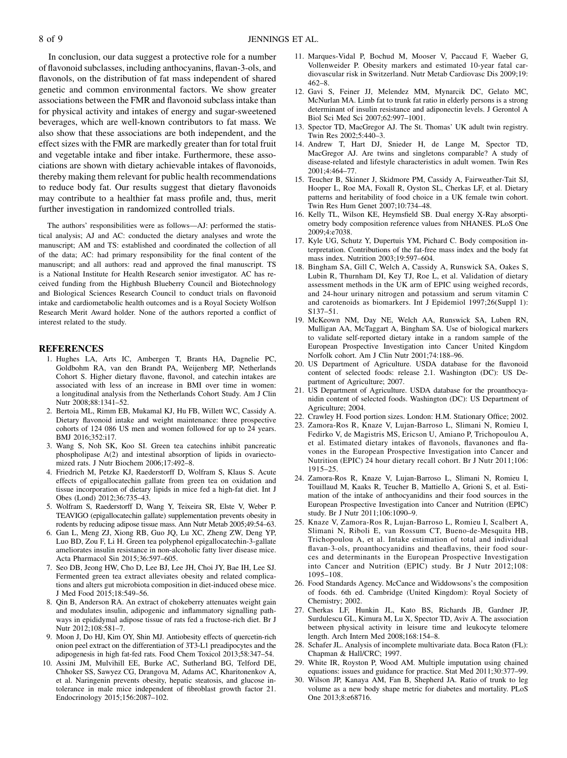In conclusion, our data suggest a protective role for a number of flavonoid subclasses, including anthocyanins, flavan-3-ols, and flavonols, on the distribution of fat mass independent of shared genetic and common environmental factors. We show greater associations between the FMR and flavonoid subclass intake than for physical activity and intakes of energy and sugar-sweetened beverages, which are well-known contributors to fat mass. We also show that these associations are both independent, and the effect sizes with the FMR are markedly greater than for total fruit and vegetable intake and fiber intake. Furthermore, these associations are shown with dietary achievable intakes of flavonoids, thereby making them relevant for public health recommendations to reduce body fat. Our results suggest that dietary flavonoids may contribute to a healthier fat mass profile and, thus, merit further investigation in randomized controlled trials.

The authors' responsibilities were as follows—AJ: performed the statistical analysis; AJ and AC: conducted the dietary analyses and wrote the manuscript; AM and TS: established and coordinated the collection of all of the data; AC: had primary responsibility for the final content of the manuscript; and all authors: read and approved the final manuscript. TS is a National Institute for Health Research senior investigator. AC has received funding from the Highbush Blueberry Council and Biotechnology and Biological Sciences Research Council to conduct trials on flavonoid intake and cardiometabolic health outcomes and is a Royal Society Wolfson Research Merit Award holder. None of the authors reported a conflict of interest related to the study.

## REFERENCES

1. Hughes LA, Arts IC, Ambergen T, Brants HA, Dagnelie PC, Goldbohm RA, van den Brandt PA, Weijenberg MP, Netherlands Cohort S. Higher dietary flavone, flavonol, and catechin intakes are associated with less of an increase in BMI over time in women: a longitudinal analysis from the Netherlands Cohort Study. Am J Clin Nutr 2008;88:1341–52.
2. Bertoia ML, Rimm EB, Mukamal KJ, Hu FB, Willett WC, Cassidy A. Dietary flavonoid intake and weight maintenance: three prospective cohorts of 124 086 US men and women followed for up to 24 years. BMJ 2016;352:i17.
3. Wang S, Noh SK, Koo SI. Green tea catechins inhibit pancreatic phospholipase A(2) and intestinal absorption of lipids in ovariectomized rats. J Nutr Biochem 2006;17:492–8.
4. Friedrich M, Petzke KJ, Raederstorff D, Wolfram S, Klaus S. Acute effects of epigallocatechin gallate from green tea on oxidation and tissue incorporation of dietary lipids in mice fed a high-fat diet. Int J Obes (Lond) 2012;36:735–43.
5. Wolfram S, Raederstorff D, Wang Y, Teixeira SR, Elste V, Weber P. TEAVIGO (epigallocatechin gallate) supplementation prevents obesity in rodents by reducing adipose tissue mass. Ann Nutr Metab 2005;49:54–63.
6. Gan L, Meng ZJ, Xiong RB, Guo JQ, Lu XC, Zheng ZW, Deng YP, Luo BD, Zou F, Li H. Green tea polyphenol epigallocatechin-3-gallate ameliorates insulin resistance in non-alcoholic fatty liver disease mice. Acta Pharmacol Sin 2015;36:597–605.
7. Seo DB, Jeong HW, Cho D, Lee BJ, Lee JH, Choi JY, Bae IH, Lee SJ. Fermented green tea extract alleviates obesity and related complications and alters gut microbiota composition in diet-induced obese mice. J Med Food 2015;18:549–56.
8. Qin B, Anderson RA. An extract of chokeberry attenuates weight gain and modulates insulin, adipogenic and inflammatory signalling pathways in epididymal adipose tissue of rats fed a fructose-rich diet. Br J Nutr 2012;108:581–7.
9. Moon J, Do HJ, Kim OY, Shin MJ. Antiobesity effects of quercetin-rich onion peel extract on the differentiation of 3T3-L1 preadipocytes and the adipogenesis in high fat-fed rats. Food Chem Toxicol 2013;58:347–54.
10. Assini JM, Mulvihill EE, Burke AC, Sutherland BG, Telford DE, Chhoker SS, Sawyez CG, Drangova M, Adams AC, Kharitonenkov A, et al. Naringenin prevents obesity, hepatic steatosis, and glucose intolerance in male mice independent of fibroblast growth factor 21. Endocrinology 2015;156:2087–102.
11. Marques-Vidal P, Bochud M, Mooser V, Paccaud F, Waeber G, Vollenweider P. Obesity markers and estimated 10-year fatal cardiovascular risk in Switzerland. Nutr Metab Cardiovasc Dis 2009;19:462–8.
12. Gavi S, Feiner JJ, Melendez MM, Mynarcik DC, Gelato MC, McNurlan MA. Limb fat to trunk fat ratio in elderly persons is a strong determinant of insulin resistance and adiponectin levels. J Gerontol A Biol Sci Med Sci 2007;62:997–1001.
13. Spector TD, MacGregor AJ. The St. Thomas' UK adult twin registry. Twin Res 2002;5:440–3.
14. Andrew T, Hart DJ, Snieder H, de Lange M, Spector TD, MacGregor AJ. Are twins and singletons comparable? A study of disease-related and lifestyle characteristics in adult women. Twin Res 2001;4:464–77.
15. Teucher B, Skinner J, Skidmore PM, Cassidy A, Fairweather-Tait SJ, Hooper L, Roe MA, Foxall R, Oyston SL, Cherkas LF, et al. Dietary patterns and heritability of food choice in a UK female twin cohort. Twin Res Hum Genet 2007;10:734–48.
16. Kelly TL, Wilson KE, Heymsfield SB. Dual energy X-Ray absorptiometry body composition reference values from NHANES. PLoS One 2009;4:e7038.
17. Kyle UG, Schutz Y, Dupertuis YM, Pichard C. Body composition interpretation. Contributions of the fat-free mass index and the body fat mass index. Nutrition 2003;19:597–604.
18. Bingham SA, Gill C, Welch A, Cassidy A, Runswick SA, Oakes S, Lubin R, Thurnham DI, Key TJ, Roe L, et al. Validation of dietary assessment methods in the UK arm of EPIC using weighed records, and 24-hour urinary nitrogen and potassium and serum vitamin C and carotenoids as biomarkers. Int J Epidemiol 1997;26(Suppl 1): S137–51.
19. McKeown NM, Day NE, Welch AA, Runswick SA, Luben RN, Mulligan AA, McTaggart A, Bingham SA. Use of biological markers to validate self-reported dietary intake in a random sample of the European Prospective Investigation into Cancer United Kingdom Norfolk cohort. Am J Clin Nutr 2001;74:188–96.
20. US Department of Agriculture. USDA database for the flavonoid content of selected foods: release 2.1. Washington (DC): US Department of Agriculture; 2007.
21. US Department of Agriculture. USDA database for the proanthocyanidin content of selected foods. Washington (DC): US Department of Agriculture; 2004.
22. Crawley H. Food portion sizes. London: H.M. Stationary Office; 2002.
23. Zamora-Ros R, Knaze V, Lujan-Barroso L, Slimani N, Romieu I, Fedirko V, de Magistris MS, Ericson U, Amiano P, Trichopoulou A, et al. Estimated dietary intakes of flavonols, flavanones and flavones in the European Prospective Investigation into Cancer and Nutrition (EPIC) 24 hour dietary recall cohort. Br J Nutr 2011;106: 1915–25.
24. Zamora-Ros R, Knaze V, Lujan-Barroso L, Slimani N, Romieu I, Touillaud M, Kaaks R, Teucher B, Mattiello A, Grioni S, et al. Estimation of the intake of anthocyanidins and their food sources in the European Prospective Investigation into Cancer and Nutrition (EPIC) study. Br J Nutr 2011;106:1090–9.
25. Knaze V, Zamora-Ros R, Lujan-Barroso L, Romieu I, Scalbert A, Slimani N, Riboli E, van Rossum CT, Bueno-de-Mesquita HB, Trichopoulou A, et al. Intake estimation of total and individual flavan-3-ols, proanthocyanidins and theaflavins, their food sources and determinants in the European Prospective Investigation into Cancer and Nutrition (EPIC) study. Br J Nutr 2012;108: 1095–108.
26. Food Standards Agency. McCance and Widdowsons's the composition of foods. 6th ed. Cambridge (United Kingdom): Royal Society of Chemistry; 2002.
27. Cherkas LF, Hunkin JL, Kato BS, Richards JB, Gardner JP, Surdulescu GL, Kimura M, Lu X, Spector TD, Aviv A. The association between physical activity in leisure time and leukocyte telomere length. Arch Intern Med 2008;168:154–8.
28. Schafer JL. Analysis of incomplete multivariate data. Boca Raton (FL): Chapman & Hall/CRC; 1997.
29. White IR, Royston P, Wood AM. Multiple imputation using chained equations: issues and guidance for practice. Stat Med 2011;30:377–99.
30. Wilson JP, Kanaya AM, Fan B, Shepherd JA. Ratio of trunk to leg volume as a new body shape metric for diabetes and mortality. PLoS One 2013;8:e68716.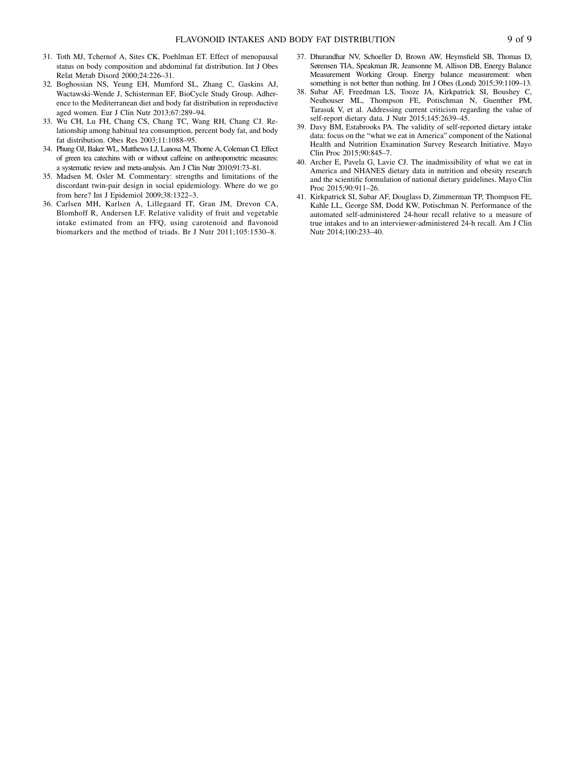31. Toth MJ, Tchernof A, Sites CK, Poehlman ET. Effect of menopausal status on body composition and abdominal fat distribution. Int J Obes Relat Metab Disord 2000;24:226–31.
32. Boghossian NS, Yeung EH, Mumford SL, Zhang C, Gaskins AJ, Wactawski-Wende J, Schisterman EF, BioCycle Study Group. Adherence to the Mediterranean diet and body fat distribution in reproductive aged women. Eur J Clin Nutr 2013;67:289–94.
33. Wu CH, Lu FH, Chang CS, Chang TC, Wang RH, Chang CJ. Relationship among habitual tea consumption, percent body fat, and body fat distribution. Obes Res 2003;11:1088–95.
34. Phung OJ, Baker WL, Matthews LJ, Lanosa M, Thorne A, Coleman CI. Effect of green tea catechins with or without caffeine on anthropometric measures: a systematic review and meta-analysis. Am J Clin Nutr 2010;91:73–81.
35. Madsen M, Osler M. Commentary: strengths and limitations of the discordant twin-pair design in social epidemiology. Where do we go from here? Int J Epidemiol 2009;38:1322–3.
36. Carlsen MH, Karlsen A, Lillegaard IT, Gran JM, Drevon CA, Blomhoff R, Andersen LF. Relative validity of fruit and vegetable intake estimated from an FFQ, using carotenoid and flavonoid biomarkers and the method of triads. Br J Nutr 2011;105:1530–8.
37. Dhurandhar NV, Schoeller D, Brown AW, Heymsfield SB, Thomas D, Sørensen TIA, Speakman JR, Jeansonne M, Allison DB, Energy Balance Measurement Working Group. Energy balance measurement: when something is not better than nothing. Int J Obes (Lond) 2015;39:1109–13.
38. Subar AF, Freedman LS, Tooze JA, Kirkpatrick SI, Boushey C, Neuhouser ML, Thompson FE, Potischman N, Guenther PM, Tarasuk V, et al. Addressing current criticism regarding the value of self-report dietary data. J Nutr 2015;145:2639–45.
39. Davy BM, Estabrooks PA. The validity of self-reported dietary intake data: focus on the "what we eat in America" component of the National Health and Nutrition Examination Survey Research Initiative. Mayo Clin Proc 2015;90:845–7.
40. Archer E, Pavela G, Lavie CJ. The inadmissibility of what we eat in America and NHANES dietary data in nutrition and obesity research and the scientific formulation of national dietary guidelines. Mayo Clin Proc 2015;90:911–26.
41. Kirkpatrick SI, Subar AF, Douglass D, Zimmerman TP, Thompson FE, Kahle LL, George SM, Dodd KW, Potischman N. Performance of the automated self-administered 24-hour recall relative to a measure of true intakes and to an interviewer-administered 24-h recall. Am J Clin Nutr 2014;100:233–40.